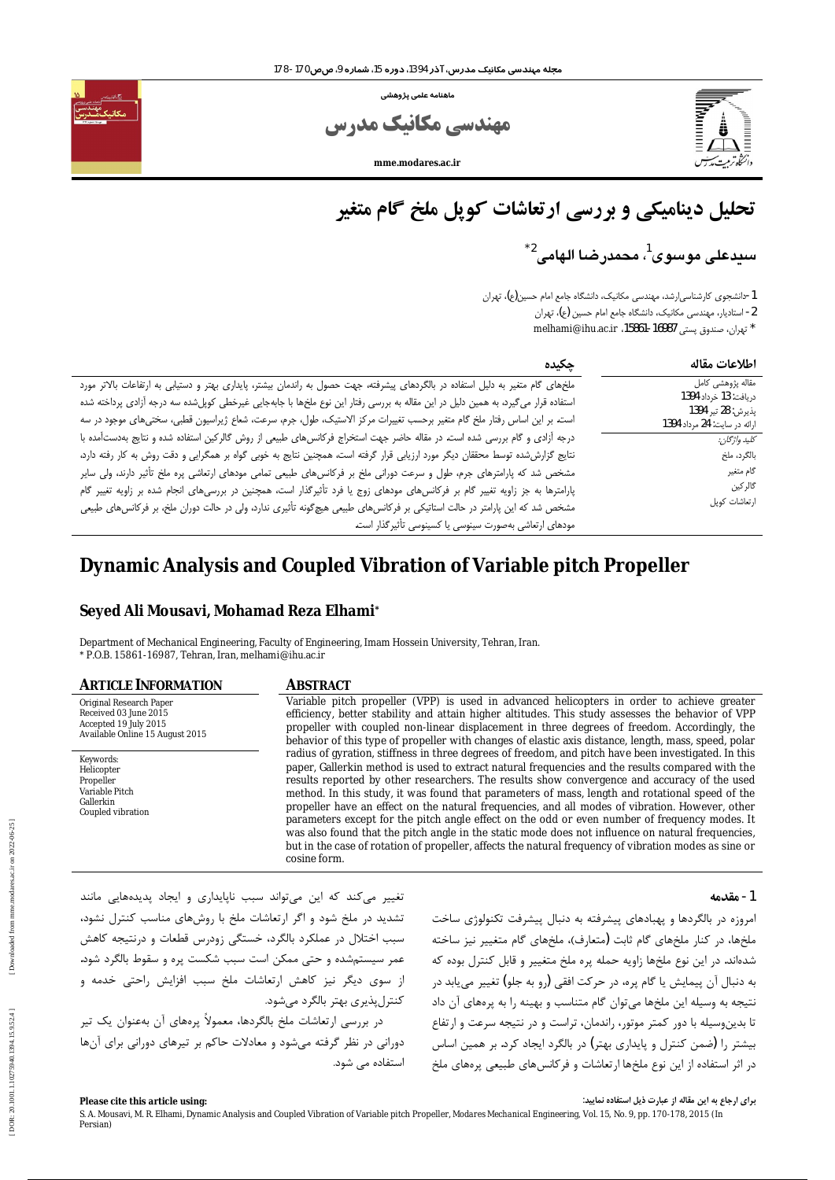ماهنامه علمی پژوهشی

# مهندسی مکانیک مدرس

mme.modares.ac.ir

# تحلیل دینامیکی و بررسی ارتعاشات کوپل ملخ گام متغیر

## سیدعلی موسوی[1]، محمدرضا الهامی[2*]

1- دانشجوی کارشناسی‌ارشد، مهندسی مکانیک، دانشگاه جامع امام حسین(ع)، تهران
2- استادیار، مهندسی مکانیک، دانشگاه جامع امام حسین (ع)، تهران
* تهران، صندوق پستی 16987-15861، melhami@ihu.ac.ir

### اطلاعات مقاله

مقاله پژوهشی کامل
دریافت: 13 خرداد 1394
پذیرش: 28 تیر 1394
ارائه در سایت: 24 مرداد 1394

*کلید واژگان:*
بالگرد، ملخ
گام متغیر
گالرکین
ارتعاشات کوپل

### چکیده

ملخ‌های گام متغیر به دلیل استفاده در بالگردهای پیشرفته، جهت حصول به راندمان بیشتر، پایداری بهتر و دستیابی به ارتفاعات بالاتر مورد استفاده قرار می‌گیرد، به همین دلیل در این مقاله به بررسی رفتار این نوع ملخ‌ها با جابه‌جایی غیرخطی کوپل‌شده سه درجه آزادی پرداخته شده است. بر این اساس رفتار ملخ گام متغیر برحسب تغییرات مرکز الاستیک، طول، جرم، سرعت، شعاع ژیراسیون قطبی، سختی‌های موجود در سه درجه آزادی و گام بررسی شده است. در مقاله حاضر جهت استخراج فرکانس‌های طبیعی از روش گالرکین استفاده شده و نتایج به‌دست‌آمده با نتایج گزارش‌شده توسط محققان دیگر مورد ارزیابی قرار گرفته است، همچنین نتایج به خوبی گواه بر همگرایی و دقت روش به کار رفته دارد، مشخص شد که پارامترهای جرم، طول و سرعت دورانی ملخ بر فرکانس‌های طبیعی تمامی مودهای ارتعاشی پره ملخ تأثیر دارند، ولی سایر پارامترها به جز زاویه تغییر گام بر فرکانس‌های مودهای زوج یا فرد تأثیرگذار است، همچنین در بررسی‌های انجام شده بر زاویه تغییر گام مشخص شد که این پارامتر در حالت استاتیکی بر فرکانس‌های طبیعی هیچ‌گونه تأثیری ندارد، ولی در حالت دوران ملخ، بر فرکانس‌های طبیعی مودهای ارتعاشی به‌صورت سینوسی یا کسینوسی تأثیرگذار است.

# Dynamic Analysis and Coupled Vibration of Variable pitch Propeller

## Seyed Ali Mousavi, Mohamad Reza Elhami*

Department of Mechanical Engineering, Faculty of Engineering, Imam Hossein University, Tehran, Iran.
* P.O.B. 15861-16987, Tehran, Iran, melhami@ihu.ac.ir

### ARTICLE INFORMATION

Original Research Paper
Received 03 June 2015
Accepted 19 July 2015
Available Online 15 August 2015

Keywords:
Helicopter
Propeller
Variable Pitch
Gallerkin
Coupled vibration

### ABSTRACT

Variable pitch propeller (VPP) is used in advanced helicopters in order to achieve greater efficiency, better stability and attain higher altitudes. This study assesses the behavior of VPP propeller with coupled non-linear displacement in three degrees of freedom. Accordingly, the behavior of this type of propeller with changes of elastic axis distance, length, mass, speed, polar radius of gyration, stiffness in three degrees of freedom, and pitch have been investigated. In this paper, Gallerkin method is used to extract natural frequencies and the results compared with the results reported by other researchers. The results show convergence and accuracy of the used method. In this study, it was found that parameters of mass, length and rotational speed of the propeller have an effect on the natural frequencies, and all modes of vibration. However, other parameters except for the pitch angle effect on the odd or even number of frequency modes. It was also found that the pitch angle in the static mode does not influence on natural frequencies, but in the case of rotation of propeller, affects the natural frequency of vibration modes as sine or cosine form.

## 1- مقدمه

امروزه در بالگردها و پهپادهای پیشرفته به دنبال پیشرفت تکنولوژی ساخت ملخ‌ها، در کنار ملخ‌های گام ثابت (متعارف)، ملخ‌های گام متغیر نیز ساخته شده‌اند. در این نوع ملخ‌ها زاویه حمله پره ملخ متغیر و قابل کنترل بوده که به دنبال آن پیمایش یا گام پره، در حرکت افقی (رو به جلو) تغییر می‌یابد در نتیجه به وسیله این ملخ‌ها می‌توان گام متناسب و بهینه را به پره‌های آن داد تا بدین‌وسیله با دور کمتر موتور، راندمان، تراست و در نتیجه سرعت و ارتفاع بیشتر را (ضمن کنترل و پایداری بهتر) در بالگرد ایجاد کرد. بر همین اساس در اثر استفاده از این نوع ملخ‌ها ارتعاشات و فرکانس‌های طبیعی پره‌های ملخ تغییر می‌کند که این می‌تواند سبب ناپایداری و ایجاد پدیده‌هایی مانند تشدید در ملخ شود و اگر ارتعاشات ملخ با روش‌های مناسب کنترل نشود، سبب اختلال در عملکرد بالگرد، خستگی زودرس قطعات و درنتیجه کاهش عمر سیستم‌شده و حتی ممکن است سبب شکست پره و سقوط بالگرد شود. از سوی دیگر نیز کاهش ارتعاشات ملخ سبب افزایش راحتی خدمه و کنترل‌پذیری بهتر بالگرد می‌شود.

در بررسی ارتعاشات ملخ بالگردها، معمولاً پره‌های آن به‌عنوان یک تیر دورانی در نظر گرفته می‌شود و معادلات حاکم بر تیرهای دورانی برای آن‌ها استفاده می شود.

برای ارجاع به این مقاله از عبارت ذیل استفاده نمایید:

**Please cite this article using:**
S. A. Mousavi, M. R. Elhami, Dynamic Analysis and Coupled Vibration of Variable pitch Propeller, Modares Mechanical Engineering, Vol. 15, No. 9, pp. 170-178, 2015 (In Persian)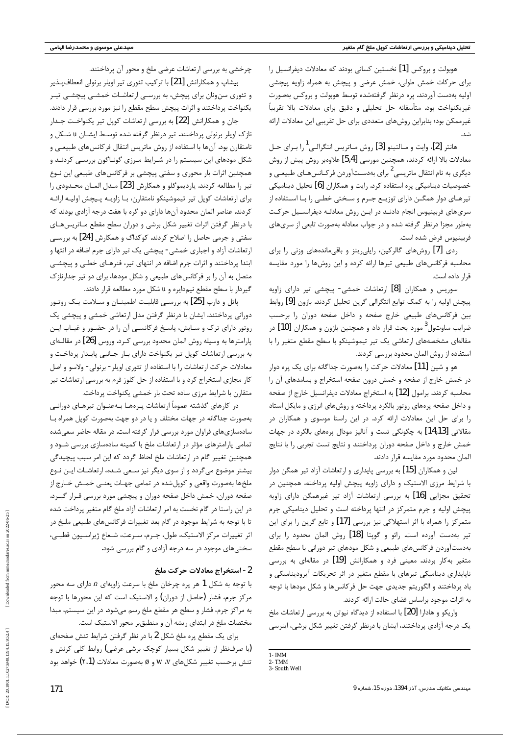هوبولت و بروکس [1] نخستین کسانی بودند که معادلات دیفرانسیل را برای حرکات خمش طولی، خمش عرضی و پیچش به همراه زاویه پیچشی اولیه به‌دست آوردند. پره درنظر گرفته‌شده توسط هوبولت و بروکس به‌صورت غیریکنواخت بود. متأسفانه حل تحلیلی و دقیق برای معادلات بالا تقریباً غیرممکن بود؛ بنابراین روش‌های متعددی برای حل تقریبی این معادلات ارائه شد.

هانتر [2]، وایت و مالتینو [3] روش ماتریس انتگرالی [1] را برای حل معادلات بالا ارائه کردند، همچنین مورسی [5,4] علاوه‌بر روش پیش از روش دیگری به نام انتقال ماتریسی [2] برای به‌دست‌آوردن فرکانس‌های طبیعی و خصوصیات دینامیکی پره استفاده کرد. رایت و همکاران [6] تحلیل دینامیکی تیرهای دوار همگن دارای توزیع جرم و سختی خطی را با استفاده از سری‌های فربینیوس انجام دادند در این روش معادله دیفرانسیل حرکت به‌طور مجزا درنظر گرفته شده و در جواب معادله به‌صورت تابعی از سری‌های فربینیوس فرض شده است.

ردی [7] روش‌های گالرکین، رایلی‌ریتز و باقی‌مانده‌های وزنی را برای محاسبه فرکانس‌های طبیعی تیرها ارائه کرده و این روش‌ها را مورد مقایسه قرار داده است.

سوریس و همکاران [8] ارتعاشات خمشی- پیچشی تیر دارای زاویه پیچش اولیه را به کمک توابع انتگرالی گرین تحلیل کردند. بازون [9] روابط بین فرکانس‌های طبیعی خارج صفحه و داخل صفحه دوران را برحسب ضرایب ساوت‌ول [3] مورد بحث قرار داد و همچنین بازون و همکاران [10] در مقاله‌ای مشخصه‌های ارتعاشی یک تیر تیموشینکو با سطح مقطع متغیر را با استفاده از روش المان محدود بررسی کردند.

هو و شین [11] معادلات حرکت را به‌صورت جداگانه برای یک پره دوار در خمش خارج از صفحه و خمش درون صفحه استخراج و بسامدهای آن را محاسبه کردند. براmول [12] به استخراج معادلات دیفرانسیل خارج از صفحه و داخل صفحه پره‌های روتور بالگرد پرداخته و روش‌های انرژی و مایکل استاد را برای حل این معادلات ارائه کرد. در این راستا موسوی و همکاران در مقالاتی [14,13] به چگونگی تست و آنالیز مودال پره‌های بالگرد در جهات خمش خارج و داخل صفحه دوران پرداختند و نتایج تست تجربی را با نتایج المان محدود مورد مقایسه قرار دادند.

لین و همکاران [15] به بررسی پایداری و ارتعاشات آزاد تیر همگن دوار با شرایط مرزی الاستیک و دارای زاویه پیچش اولیه پرداخته، همچنین در تحقیق مجزایی [16] به بررسی ارتعاشات آزاد تیر غیرهمگن دارای زاویه پیچش اولیه و جرم متمرکز در انتها پرداخته است و تحلیل دینامیکی جرم متمرکز را همراه با اثر استهلاکی نیز بررسی [17] و تابع گرین را برای این تیر به‌دست آورده است. رائو و گوپتا [18] روش المان محدود را برای به‌دست‌آوردن فرکانس‌های طبیعی و شکل مودهای تیر دورانی با سطح مقطع متغیر به‌کار بردند. معینی فرد و همکارانش [19] در مقاله‌ای به بررسی ناپایداری دینامیکی تیرهای با مقطع متغیر در اثر تحریکات آیرودینامیکی و باد پرداختند و الگوریتم جدیدی جهت حل فرکانس‌ها و شکل مودها با توجه به اثرات موجود براساس فضای حالت ارائه کردند.

واریکو و هادارا [20] با استفاده از دیدگاه نیوتن به بررسی ارتعاشات ملخ یک درجه آزادی پرداختند، ایشان با درنظر گرفتن تغییر شکل برشی، اینرسی چرخشی به بررسی ارتعاشات عرضی ملخ و محور آن پرداختند.

بیشاپ و همکارانش [21] با ترکیب تئوری تیر اویلر برنولی انعطاف‌پذیر و تئوری سن‌ونان برای پیچش، به بررسی ارتعاشات خمشی پیچشی تیر یکنواخت پرداختند و اثرات پیچش سطح مقطع را نیز مورد بررسی قرار دادند.

جان و همکارانش [22] به بررسی ارتعاشات کوپل تیر یکنواخت جدار نازک اویلر برنولی پرداختند. تیر درنظر گرفته شده توسط ایشان u شکل و نامتقارن بود. آن‌ها با استفاده از روش ماتریس انتقال فرکانس‌های طبیعی و شکل مودهای این سیستم را در شرایط مرزی گوناگون بررسی کردند و همچنین اثرات بار محوری و سفتی پیچشی بر فرکانس‌های طبیعی این نوع تیر را مطالعه کردند. یاردیموگلو و همکارش [23] مدل المان محدودی را برای ارتعاشات کوپل تیر تیموشینکو نامتقارن، با زاویه پیچش اولیه ارائه کردند. عناصر المان محدود آن‌ها دارای دو گره با هفت درجه آزادی بودند که با درنظر گرفتن اثرات تغییر شکل برشی و دوران سطح مقطع ماتریس‌های سفتی و جرمی حاصل را اصلاح کردند. کوکداگ و همکارش [24] به بررسی ارتعاشات آزاد و اجباری خمشی- پیچشی یک تیر دارای جرم اضافه در انتها و ابتدا پرداختند و اثرات جرم اضافه در انتهای تیر، فنرهای خطی و پیچشی متصل به آن را بر فرکانس‌های طبیعی و شکل مودها، برای دو تیر جدارنازک گیردار با سطح مقطع نیم‌دایره و u شکل مورد مطالعه قرار دادند.

پاتل و دارپ [25] به بررسی قابلیت اطمینان و سلامت یک روتور دورانی پرداختند. ایشان با درنظر گرفتن مدل ارتعاشی خمشی و پیچشی یک روتور دارای ترک و سایش، پاسخ فرکانسی آن را در حضور و غیاب این پارامترها به وسیله روش المان محدود بررسی کرد. وروس [26] در مقاله‌ای به بررسی ارتعاشات کوپل تیر یکنواخت دارای بار جانبی پایدار پرداخت و معادلات حرکت ارتعاشات را با استفاده از تئوری اویلر- برنولی- ولاسو و اصل کار مجازی استخراج کرد و با استفاده از حل کلوز فرم به بررسی ارتعاشات تیر متقارن با شرایط مرزی ساده تحت بار خمشی یکنواخت پرداخت.

در کارهای گذشته عموماً ارتعاشات پره‌ها به‌عنوان تیرهای دورانی به‌صورت جداگانه در جهات مختلف و یا در دو جهت به‌صورت کوپل همراه با ساده‌سازی‌های فراوان مورد بررسی قرار گرفته است. در مقاله حاضر سعی‌شده تمامی پارامترهای مؤثر در ارتعاشات ملخ با کمینه ساده‌سازی بررسی شود و همچنین تغییر گام در ارتعاشات ملخ لحاظ گردد که این امر سبب پیچیدگی بیشتر موضوع می‌گردد و از سوی دیگر نیز سعی شده، ارتعاشات این نوع ملخ‌ها به‌صورت واقعی و کوپل‌شده در تمامی جهات یعنی خمش خارج از صفحه دوران، خمش داخل صفحه دوران و پیچش مورد بررسی قرار گیرد. در این راستا در گام نخست به امر ارتعاشات آزاد ملخ گام متغیر پرداخت شده تا با توجه به شرایط موجود در گام بعد تغییرات فرکانس‌های طبیعی ملخ در اثر تغییرات مرکز الاستیک، طول، جرم، سرعت، شعاع ژیراسیون قطبی، سختی‌های موجود در سه درجه آزادی و گام بررسی شود.

## 2- استخراج معادلات حرکت ملخ

با توجه به شکل 1 هر پره چرخان ملخ با سرعت زاویه‌ای $\Omega$ دارای سه محور مرکز جرم، فشار (حاصل از دوران) و الاستیک است که این محورها با توجه به مراکز جرم، فشار و سطح هر مقطع ملخ رسم می‌شود. در این سیستم، مبدا مختصات ملخ در ابتدای ریشه آن و منطبق‌بر محور الاستیک است.

برای یک مقطع پره ملخ شکل 2 با در نظر گرفتن شرایط تنش صفحه‌ای (با صرف‌نظر از تغییر شکل بسیار کوچک برشی عرضی) روابط کلی کرنش و تنش برحسب تغییر شکل‌های $w$ ،$v$ و $\emptyset$ به‌صورت معادلات (2،1) خواهد بود

---

1- IMM
2- TMM
3- South Well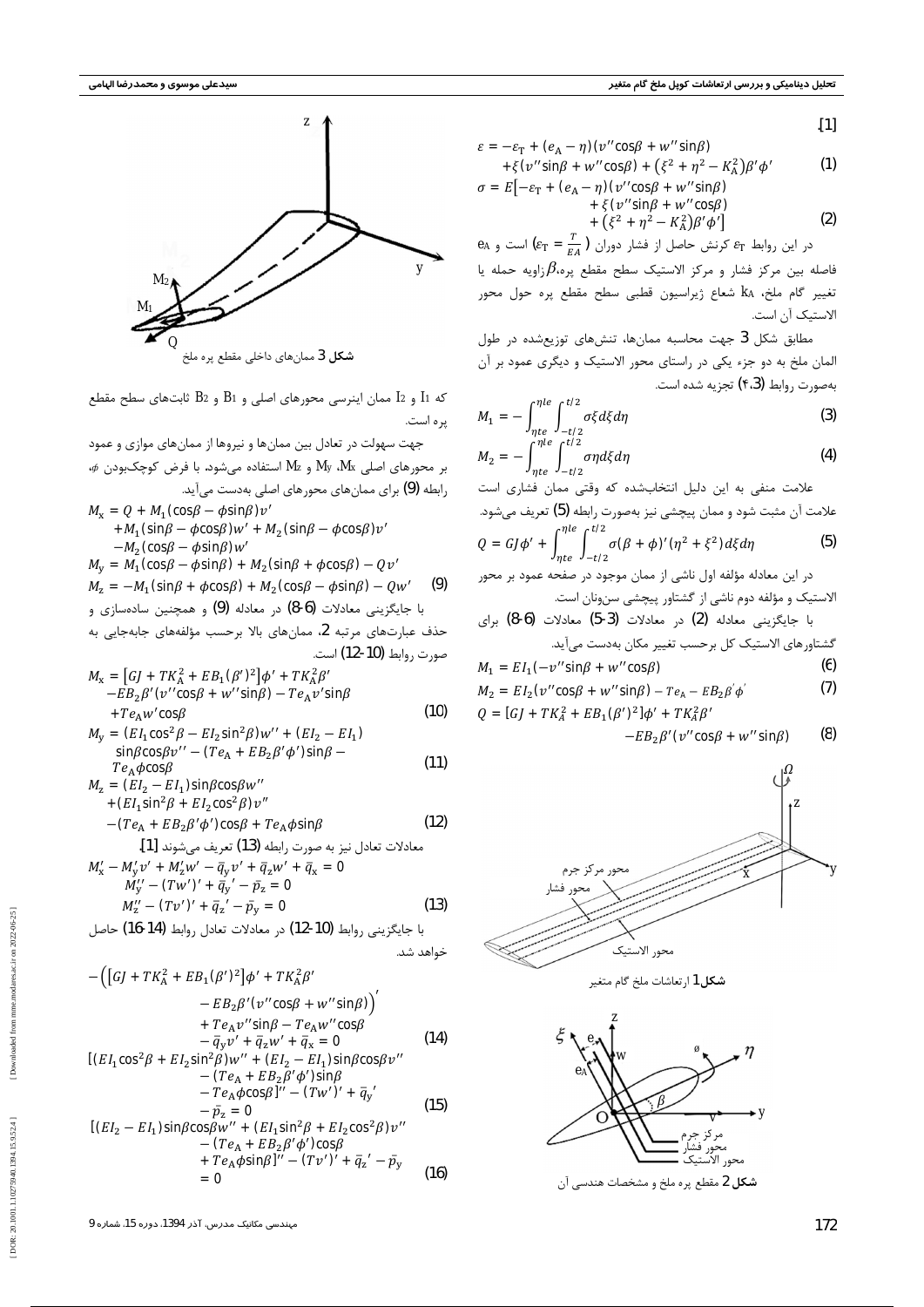[1].

$$\varepsilon = -\varepsilon_T + (e_A - \eta)(v''\cos\beta + w''\sin\beta) + \xi(v''\sin\beta + w''\cos\beta) + (\xi^2 + \eta^2 - K_A^2)\beta'\phi' \tag{1}$$

$$\sigma = E\big[-\varepsilon_T + (e_A - \eta)(v''\cos\beta + w''\sin\beta) + \xi(v''\sin\beta + w''\cos\beta) + (\xi^2 + \eta^2 - K_A^2)\beta'\phi'\big] \tag{2}$$

در این روابط $\varepsilon_T$ کرنش حاصل از فشار دوران ($\varepsilon_T = \frac{T}{EA}$) است و $e_A$ فاصله بین مرکز فشار و مرکز الاستیک سطح مقطع پره،$\beta$زاویه حمله یا تغییر گام ملخ، $k_A$ شعاع ژیراسیون قطبی سطح مقطع پره حول محور الاستیک آن است.

مطابق شکل 3 جهت محاسبه ممان‌ها، تنش‌های توزیع‌شده در طول المان ملخ به دو جزء یکی در راستای محور الاستیک و دیگری عمود بر آن به‌صورت روابط (4،3) تجزیه شده است.

$$M_1 = -\int_{\eta te}^{\eta le}\int_{-t/2}^{t/2}\sigma\xi d\xi d\eta \tag{3}$$

$$M_2 = -\int_{\eta te}^{\eta le}\int_{-t/2}^{t/2}\sigma\eta d\xi d\eta \tag{4}$$

علامت منفی به این دلیل انتخاب‌شده که وقتی ممان فشاری است علامت آن مثبت شود و ممان پیچشی نیز به‌صورت رابطه (5) تعریف می‌شود.

$$Q = GJ\phi' + \int_{\eta te}^{\eta le}\int_{-t/2}^{t/2}\sigma(\beta + \phi)'(\eta^2 + \xi^2)d\xi d\eta \tag{5}$$

در این معادله مؤلفه اول ناشی از ممان موجود در صفحه عمود بر محور الاستیک و مؤلفه دوم ناشی از گشتاور پیچشی سن‌ونان است.

با جایگزینی معادله (2) در معادلات (3-5) معادلات (6-8) برای گشتاورهای الاستیک کل برحسب تغییر مکان به‌دست می‌آید.

$$M_1 = EI_1(-v''\sin\beta + w''\cos\beta) \tag{6}$$

$$M_2 = EI_2(v''\cos\beta + w''\sin\beta) - Te_A - EB_2\beta'\phi' \tag{7}$$

$$Q = [GJ + TK_A^2 + EB_1(\beta')^2]\phi' + TK_A^2\beta' - EB_2\beta'(v''\cos\beta + w''\sin\beta) \tag{8}$$

شکل 1 ارتعاشات ملخ گام متغیر

شکل 2 مقطع پره ملخ و مشخصات هندسی آن

شکل 3 ممان‌های داخلی مقطع پره ملخ

که $I_1$ و $I_2$ ممان اینرسی محورهای اصلی و $B_1$ و $B_2$ ثابت‌های سطح مقطع پره است.

جهت سهولت در تعادل بین ممان‌ها و نیروها از ممان‌های موازی و عمود بر محورهای اصلی $M_x$، $M_y$ و $M_z$ استفاده می‌شود. با فرض کوچک‌بودن $\phi$، رابطه (9) برای ممان‌های محورهای اصلی به‌دست می‌آید.

$$\begin{aligned}M_x &= Q + M_1(\cos\beta - \phi\sin\beta)v' + M_1(\sin\beta - \phi\cos\beta)w' + M_2(\sin\beta - \phi\cos\beta)v' - M_2(\cos\beta - \phi\sin\beta)w'\\ M_y &= M_1(\cos\beta - \phi\sin\beta) + M_2(\sin\beta + \phi\cos\beta) - Qv'\\ M_z &= -M_1(\sin\beta + \phi\cos\beta) + M_2(\cos\beta - \phi\sin\beta) - Qw'\end{aligned} \tag{9}$$

با جایگزینی معادلات (6-8) در معادله (9) و همچنین ساده‌سازی و حذف عبارت‌های مرتبه 2، ممان‌های بالا برحسب مؤلفه‌های جابه‌جایی به صورت روابط (10-12) است.

$$M_x = [GJ + TK_A^2 + EB_1(\beta')^2]\phi' + TK_A^2\beta' - EB_2\beta'(v''\cos\beta + w''\sin\beta) - Te_Av'\sin\beta + Te_Aw'\cos\beta \tag{10}$$

$$M_y = (EI_1\cos^2\beta - EI_2\sin^2\beta)w'' + (EI_2 - EI_1)\sin\beta\cos\beta v'' - (Te_A + EB_2\beta'\phi')\sin\beta - Te_A\phi\cos\beta \tag{11}$$

$$M_z = (EI_2 - EI_1)\sin\beta\cos\beta w'' + (EI_1\sin^2\beta + EI_2\cos^2\beta)v'' - (Te_A + EB_2\beta'\phi')\cos\beta + Te_A\phi\sin\beta \tag{12}$$

معادلات تعادل نیز به صورت رابطه (13) تعریف می‌شوند [1].

$$\begin{aligned}&M_x' - M_y'v' + M_z'w' - \bar{q}_yv' + \bar{q}_zw' + \bar{q}_x = 0\\ &M_y'' - (Tw')' + \bar{q}_y' - \bar{p}_z = 0\\ &M_z'' - (Tv')' + \bar{q}_z' - \bar{p}_y = 0\end{aligned} \tag{13}$$

با جایگزینی روابط (10-12) در معادلات تعادل روابط (14-16) حاصل خواهد شد.

$$-\Big([GJ + TK_A^2 + EB_1(\beta')^2]\phi' + TK_A^2\beta' - EB_2\beta'(v''\cos\beta + w''\sin\beta)\Big)' + Te_Av''\sin\beta - Te_Aw''\cos\beta - \bar{q}_yv' + \bar{q}_zw' + \bar{q}_x = 0 \tag{14}$$

$$[(EI_1\cos^2\beta + EI_2\sin^2\beta)w'' + (EI_2 - EI_1)\sin\beta\cos\beta v'' - (Te_A + EB_2\beta'\phi')\sin\beta - Te_A\phi\cos\beta]'' - (Tw')' + \bar{q}_y' - \bar{p}_z = 0 \tag{15}$$

$$[(EI_2 - EI_1)\sin\beta\cos\beta w'' + (EI_1\sin^2\beta + EI_2\cos^2\beta)v'' - (Te_A + EB_2\beta'\phi')\cos\beta + Te_A\phi\sin\beta]'' - (Tv')' + \bar{q}_z' - \bar{p}_y = 0 \tag{16}$$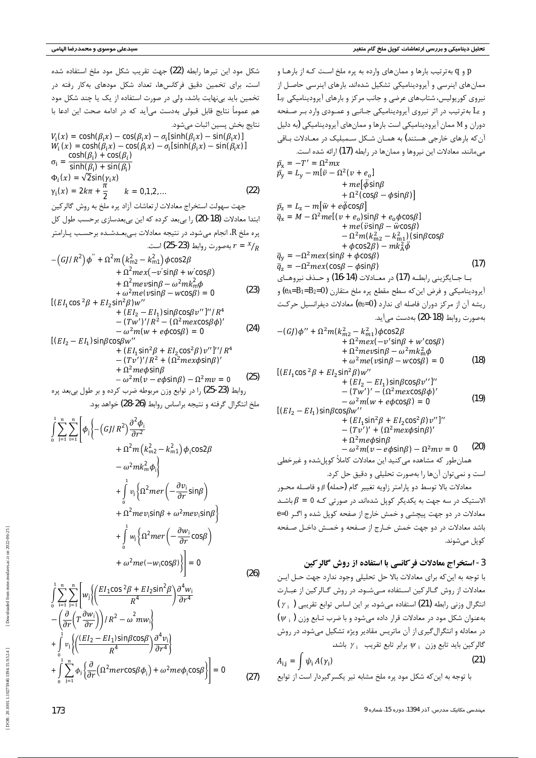p و q به‌ترتیب بارها و ممان‌های وارده به پره ملخ است کـه از بارهـا و ممان‌های اینرسی و آیرودینامیکی تشکیل شده‌اند. بارهای اینرسی حاصـل از نیروی کوریولیس، شتاب‌های عرضی و جانب مرکز و بارهای آیرودینامیکی $L_y$ و $L_z$ به‌ترتیب در اثر نیروی آیرودینامیکی جـانبی و عمـودی وارد بـر صـفحه دوران و M ممان آیرودینامیکی است بارها و ممان‌های آیرودینامیکی (به دلیل آن‌که بارهای خارجی هستند) به همـان شـکل سـمبلیک در معـادلات بـاقی می‌مانند. معادلات این نیروها و ممان‌ها در رابطه (17) ارائه شده است.

$$
\begin{aligned}
\bar{p}_x &= -T' = \Omega^2 mx \\
\bar{p}_y &= L_y - m[\ddot{v} - \Omega^2(v + e_o] \\
&\quad + me[\ddot{\phi}\sin\beta \\
&\quad + \Omega^2(\cos\beta - \phi\sin\beta)] \\
\bar{p}_z &= L_z - m[\ddot{w} + e\ddot{\phi}\cos\beta] \\
\bar{q}_x &= M - \Omega^2 me[(v + e_o)\sin\beta + e_o\phi\cos\beta] \\
&\quad + me(\ddot{v}\sin\beta - \ddot{w}\cos\beta) \\
&\quad - \Omega^2 m(k_{m2}^2 - k_{m1}^2)(\sin\beta\cos\beta \\
&\quad + \phi\cos 2\beta) - mk_A^2\ddot{\phi} \\
\bar{q}_y &= -\Omega^2 mex(\sin\beta + \phi\cos\beta) \\
\bar{q}_z &= -\Omega^2 mex(\cos\beta - \phi\sin\beta)
\end{aligned}
\tag{17}
$$

بـا جـایگزینی رابطـه (17) در معـادلات (14-16) و حـذف نیروهـای آیرودینامیکی و فرض این‌که سطح مقطع پره ملخ متقارن ($e_A$=$B_1$=$B_2$=0) و ریشه آن از مرکز دوران فاصله ای ندارد ($e_0$=0) معادلات دیفرانسیل حرکـت به‌صورت روابط (18-20) به‌دست می‌آید.

$$
\begin{aligned}
-(GJ)\phi'' &+ \Omega^2 m(k_{m2}^2 - k_{m1}^2)\phi\cos 2\beta \\
&+ \Omega^2 mex(-v'\sin\beta + w'\cos\beta) \\
&+ \Omega^2 mev\sin\beta - \omega^2 mk_m^2\phi \\
&+ \omega^2 me(v\sin\beta - w\cos\beta) = 0
\end{aligned}
\tag{18}
$$

$$
\begin{aligned}
[(EI_1\cos^2\beta &+ EI_2\sin^2\beta)w'' \\
&+ (EI_2 - EI_1)\sin\beta\cos\beta v'']'' \\
&- (Tw')' - (\Omega^2 mex\cos\beta\phi)' \\
&- \omega^2 m(w + e\phi\cos\beta) = 0
\end{aligned}
\tag{19}
$$

$$
\begin{aligned}
[(EI_2 - EI_1)&\sin\beta\cos\beta w'' \\
&+ (EI_1\sin^2\beta + EI_2\cos^2\beta)v'']'' \\
&- (Tv')' + (\Omega^2 mex\phi\sin\beta)' \\
&+ \Omega^2 me\phi\sin\beta \\
&- \omega^2 m(v - e\phi\sin\beta) - \Omega^2 mv = 0
\end{aligned}
\tag{20}
$$

همان‌طور که مشاهده می‌کنید این معادلات کاملاً کوپل‌شده و غیرخطی است و نمی‌توان آن‌ها را به‌صورت تحلیلی و دقیق حل کرد.

معادلات بالا توسط دو پارامتر زاویه تغییر گام (حمله) $\beta$ و فاصـله محـور الاستیک در سه جهت به یکدیگر کوپل شده‌اند. در صورتی کـه $\beta = 0$ باشـد معادلات در دو جهت پیچشی و خمش خارج از صفحه کوپل شده و اگـر e=0 باشد معادلات در دو جهت خمش خـارج از صـفحه و خمـش داخـل صـفحه کوپل می‌شوند.

## 3- استخراج معادلات فرکانسی با استفاده از روش گالرکین

با توجه به این‌که برای معادلات بالا حل تحلیلی وجود ندارد جهت حـل ایـن معادلات از روش گـالرکین اسـتفاده مـی‌شـود. در روش گـالرکین از عبـارت انتگرال وزنی رابطه (21) استفاده می‌شود. بر این اساس توابع تقریبی ($\gamma_i$) به‌عنوان شکل مود در معادلات قرار داده می‌شود و با ضرب تـابع وزن ($\psi_i$) در معادله و انتگرال‌گیری از آن ماتریس مقادیر ویژه تشکیل می‌شود. در روش گالرکین باید تابع وزن $\psi_i$ برابر تابع تقریب $\gamma_i$ باشد.

$$
A_{ij} = \int \psi_i A(\gamma_i)
\tag{21}
$$

با توجه به این‌که شکل مود پره ملخ مشابه تیر یکسرگیردار است از توابع شکل مود این تیرها رابطه (22) جهت تقریب شکل مود ملخ استفاده شده است. برای تخمین دقیق فرکانس‌ها، تعداد شکل مودهای به‌کار رفته در تخمین باید بی‌نهایت باشد، ولی در صورت استفاده از یک یا چند شکل مود هم عموماً نتایج قابل قبولی به‌دست می‌آید که در ادامه صحت این ادعا با نتایج بخش پسین اثبات می‌شود.

$$
\begin{aligned}
V_i(x) &= \cosh(\beta_i x) - \cos(\beta_i x) - \sigma_i[\sinh(\beta_i x) - \sin(\beta_i x)] \\
W_i(x) &= \cosh(\beta_i x) - \cos(\beta_i x) - \sigma_i[\sinh(\beta_i x) - \sin(\beta_i x)] \\
\sigma_i &= \frac{\cosh(\beta_i) + \cos(\beta_i)}{\sinh(\beta_i) + \sin(\beta_i)} \\
\Phi_i(x) &= \sqrt{2}\sin(\gamma_i x) \\
\gamma_i(x) &= 2k\pi + \frac{\pi}{2} \qquad k = 0,1,2,\ldots
\end{aligned}
\tag{22}
$$

جهت سهولت استخراج معادلات ارتعاشات آزاد پره ملخ به روش گالرکین ابتدا معادلات (18-20) را بی‌بعد کرده که این بی‌بعدسازی برحسب طول کل پره ملخ R، انجام می‌شود. در نتیجه معادلات بـی‌بعـدشـده برحسـب پـارامتر $r = {}^{x}/_{R}$ به‌صورت روابط (23-25) است.

$$
\begin{aligned}
-\left(GJ/R^2\right)\phi'' &+ \Omega^2 m\left(k_{m2}^2 - k_{m1}^2\right)\phi\cos 2\beta \\
&+ \Omega^2 mex(-v'\sin\beta + w'\cos\beta) \\
&+ \Omega^2 mev\sin\beta - \omega^2 mk_m^2\phi \\
&+ \omega^2 me(v\sin\beta - w\cos\beta) = 0
\end{aligned}
\tag{23}
$$

$$
\begin{aligned}
[(EI_1\cos^2\beta &+ EI_2\sin^2\beta)w'' \\
&+ (EI_2 - EI_1)\sin\beta\cos\beta v'']''/R^4 \\
&- (Tw')'/R^2 - (\Omega^2 mex\cos\beta\phi)' \\
&- \omega^2 m(w + e\phi\cos\beta) = 0
\end{aligned}
\tag{24}
$$

$$
\begin{aligned}
[(EI_2 - EI_1)&\sin\beta\cos\beta w'' \\
&+ (EI_1\sin^2\beta + EI_2\cos^2\beta)v'']''/R^4 \\
&- (Tv')'/R^2 + (\Omega^2 mex\phi\sin\beta)' \\
&+ \Omega^2 me\phi\sin\beta \\
&- \omega^2 m(v - e\phi\sin\beta) - \Omega^2 mv = 0
\end{aligned}
\tag{25}
$$

روابط (23-25) را در توابع وزن مربوطه ضرب کرده و بر طول بی‌بعد پره ملخ انتگرال گرفته و نتیجه براساس روابط (26-28) خواهد بود.

$$
\begin{aligned}
\int_0^1 \sum_{j=1}^{n}\sum_{i=1}^{n} \Bigg[\phi_j \bigg\{ &-\left(GJ/R^2\right)\frac{\partial^2 \phi_i}{\partial r^2} \\
&+ \Omega^2 m\left(k_{m2}^2 - k_{m1}^2\right)\phi_i\cos 2\beta \\
&- \omega^2 mk_m^2\phi_i \bigg\} \\
&+ \int_0^1 v_i \bigg\{\Omega^2 mer\left(-\frac{\partial v_i}{\partial r}\sin\beta\right) \\
&+ \Omega^2 mev_i\sin\beta + \omega^2 mev_i\sin\beta \bigg\} \\
&+ \int_0^1 w_i \bigg\{\Omega^2 mer\left(-\frac{\partial w_i}{\partial r}\cos\beta\right) \\
&+ \omega^2 me(-w_i\cos\beta)\bigg\}\Bigg] = 0
\end{aligned}
\tag{26}
$$

$$
\begin{aligned}
\int_0^1 \sum_{i=1}^{n}\sum_{j=1}^{n} \Bigg[ w_j \bigg\{&\left(\frac{EI_1\cos^2\beta + EI_2\sin^2\beta}{R^4}\right)\frac{\partial^4 w_i}{\partial r^4} \\
&- \left(\frac{\partial}{\partial r}\left(T\frac{\partial w_i}{\partial r}\right)\right)/R^2 - \omega^2 mw_i \bigg\} \\
&+ \int_0^1 v_i \left\{\left(\frac{(EI_2 - EI_1)\sin\beta\cos\beta}{R^4}\right)\frac{\partial^4 v_i}{\partial r^4}\right\} \\
&+ \int_0^1 \sum_{j=1}^{n} \phi_j \left\{\frac{\partial}{\partial r}\left(\Omega^2 mer\cos\beta\phi_i\right) + \omega^2 me\phi_i\cos\beta\right\} \Bigg] = 0
\end{aligned}
\tag{27}
$$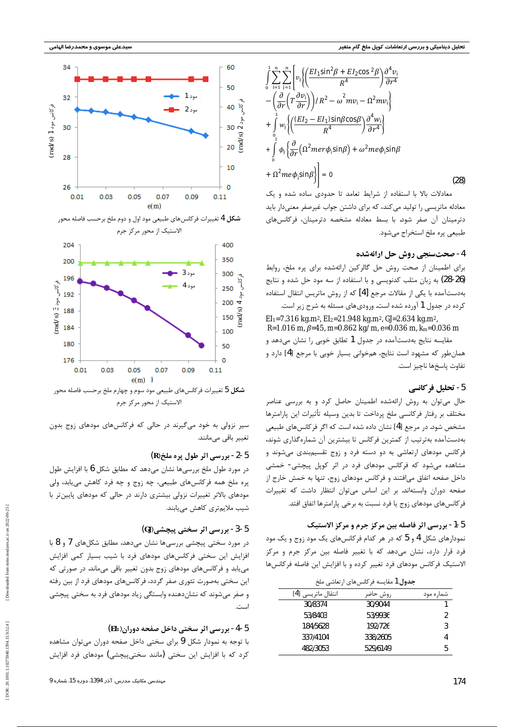$$\int_0^1 \sum_{i=1}^{n}\sum_{j=1}^{n}\left[v_i\left\{\left(\frac{EI_1\sin^2\beta+EI_2\cos^2\beta}{R^4}\right)\frac{\partial^4 v_i}{\partial r^4} - \left(\frac{\partial}{\partial r}\left(T\frac{\partial v_i}{\partial r}\right)\right)/R^2 - \omega^2 m v_i - \Omega^2 m v_i\right\} + \int_0^1 w_j\left\{\left(\frac{(EI_2-EI_1)\sin\beta\cos\beta}{R^4}\right)\frac{\partial^4 w_i}{\partial r^4}\right\} + \int_0^1 \phi_i\left\{\frac{\partial}{\partial r}\left(\Omega^2 m e r\phi_i \sin\beta\right)+\omega^2 m e\phi_i\sin\beta + \Omega^2 m e\phi_i \sin\beta\right\}\right] = 0 \quad (28)$$

معادلات بالا با استفاده از شرایط تعامد تا حدودی ساده شده و یک معادله ماتریسی را تولید می‌کند، که برای داشتن جواب غیرصفر معنی‌دار باید دترمینان آن صفر شود. با بسط معادله مشخصه دترمینان، فرکانس‌های طبیعی پره ملخ استخراج می‌شود.

## 4- صحت‌سنجی روش حل ارائه‌شده

برای اطمینان از صحت روش حل گالرکین ارائه‌شده برای پره ملخ، روابط (26-28) به زبان متلب کدنویسی و با استفاده از سه مود حل شده و نتایج به‌دست‌آمده با یکی از مقالات مرجع [4] که از روش ماتریس انتقال استفاده کرده در جدول 1 آورده شده است. ورودی‌های مسئله به شرح زیر است.

$EI_1=7.316\ kg.m^2$, $EI_2=21.948\ kg.m^2$, $GJ=2.634\ kg.m^2$, $R=1.016\ m$, $\beta=45$, $m=0.862\ kg/m$, $e=0.036\ m$, $k_m=0.036\ m$

مقایسه نتایج به‌دست‌آمده در جدول 1 تطابق خوبی را نشان می‌دهد و همان‌طور که مشهود است نتایج، هم‌خوانی بسیار خوبی با مرجع [4] دارد و تفاوت پاسخ‌ها ناچیز است.

## 5- تحلیل فرکانسی

حال می‌توان به روش ارائه‌شده اطمینان حاصل کرد و به بررسی عناصر مختلف بر رفتار فرکانسی ملخ پرداخت تا بدین وسیله تأثیرات این پارامترها مشخص شود. در مرجع [4] نشان داده شده است که اگر فرکانس‌های طبیعی به‌دست‌آمده به‌ترتیب از کمترین فرکانس تا بیشترین آن شماره‌گذاری شوند، فرکانس مودهای ارتعاشی به دو دسته فرد و زوج تقسیم‌بندی می‌شوند و مشاهده می‌شود که فرکانس مودهای فرد در اثر کوپل پیچشی- خمشی داخل صفحه اتفاق می‌افتند و فرکانس مودهای زوج، تنها به خمش خارج از صفحه دوران وابسته‌اند. بر این اساس می‌توان انتظار داشت که تغییرات فرکانس‌های مودهای زوج یا فرد نسبت به برخی پارامترها اتفاق افتد.

### 5-1- بررسی اثر فاصله بین مرکز جرم و مرکز الاستیک

نمودارهای شکل 4 و 5 که در هر کدام فرکانس‌های یک مود زوج و یک مود فرد قرار دارد، نشان می‌دهند که با تغییر فاصله بین مرکز جرم و مرکز الاستیک فرکانس مودهای فرد تغییر کرده و با افزایش این فاصله فرکانس‌ها

جدول 1 مقایسه فرکانس‌های ارتعاشی ملخ

| شماره مود | روش حاضر | انتقال ماتریسی [4] |
|---|---|---|
| 1 | 30/9044 | 30/8374 |
| 2 | 53/9936 | 53/8403 |
| 3 | 192/7266 | 184/5628 |
| 4 | 338/2605 | 337/4104 |
| 5 | 529/6149 | 482/3053 |

شکل 4 تغییرات فرکانس‌های طبیعی مود اول و دوم ملخ برحسب فاصله محور الاستیک از محور مرکز جرم

شکل 5 تغییرات فرکانس‌های طبیعی مود سوم و چهارم ملخ برحسب فاصله محور الاستیک از محور مرکز جرم

سیر نزولی به خود می‌گیرند در حالی که فرکانس‌های مودهای زوج بدون تغییر باقی می‌مانند.

### 5-2- بررسی اثر طول پره ملخ(R)

در مورد طول ملخ بررسی‌ها نشان می‌دهد که مطابق شکل 6 با افزایش طول پره ملخ همه فرکانس‌های طبیعی، چه زوج و چه فرد کاهش می‌یابد، ولی مودهای بالاتر تغییرات نزولی بیشتری دارند در حالی که مودهای پایین‌تر با شیب ملایم‌تری کاهش می‌یابند.

### 5-3- بررسی اثر سختی پیچشی(GJ)

در مورد سختی پیچشی بررسی‌ها نشان می‌دهد، مطابق شکل‌های 7 و 8 با افزایش این سختی فرکانس‌های مودهای فرد با شیب بسیار کمی افزایش می‌یابد و فرکانس‌های مودهای زوج بدون تغییر باقی می‌مانند. در صورتی که این سختی به‌صورت تئوری صفر گردد، فرکانس‌های مودهای فرد از بین رفته و صفر می‌شوند که نشان‌دهنده وابستگی زیاد مودهای فرد به سختی پیچشی است.

### 5-4- بررسی اثر سختی داخل صفحه دوران($EI_1$)

با توجه به نمودار شکل 9 برای سختی داخل صفحه دوران می‌توان مشاهده کرد که با افزایش این سختی (مانند سختی‌پیچشی) مودهای فرد افزایش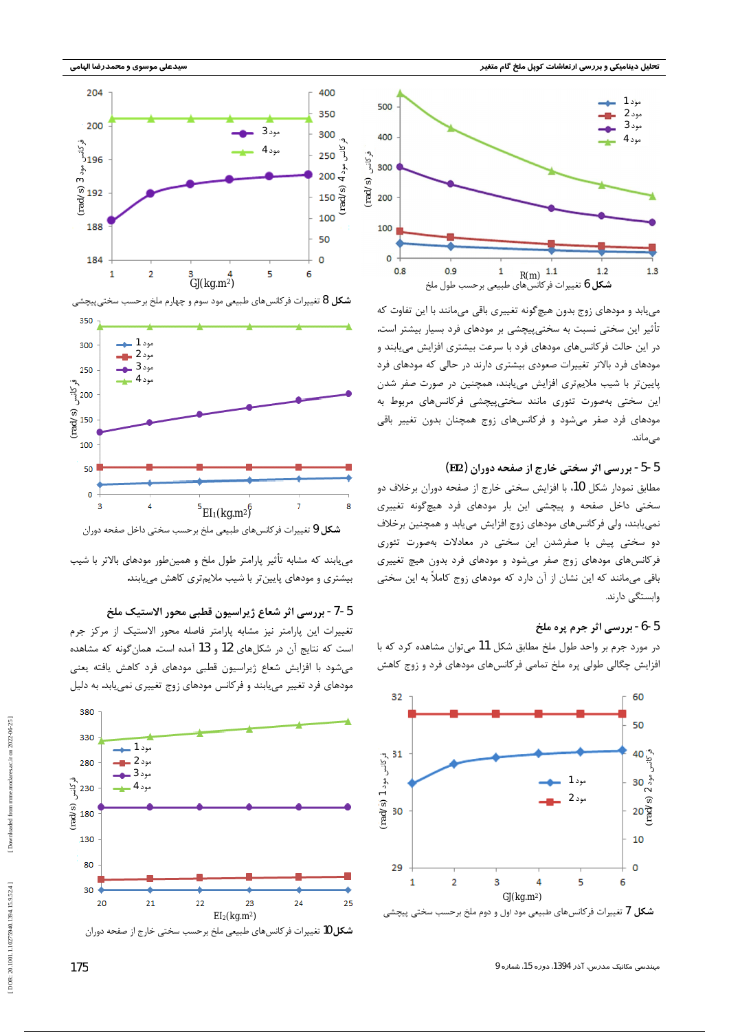می‌یابد و مودهای زوج بدون هیچ‌گونه تغییری باقی می‌مانند با این تفاوت که تأثیر این سختی نسبت به سختی‌پیچشی بر مودهای فرد بسیار بیشتر است. در این حالت فرکانس‌های مودهای فرد با سرعت بیشتری افزایش می‌یابند و مودهای فرد بالاتر تغییرات صعودی بیشتری دارند در حالی که مودهای فرد پایین‌تر با شیب ملایم‌تری افزایش می‌یابند، همچنین در صورت صفر شدن این سختی به‌صورت تئوری مانند سختی‌پیچشی فرکانس‌های مربوط به مودهای فرد صفر می‌شود و فرکانس‌های زوج همچنان بدون تغییر باقی می‌ماند.

شکل 6 تغییرات فرکانس‌های طبیعی برحسب طول ملخ

## 5-5- بررسی اثر سختی خارج از صفحه دوران ($EI_2$)

مطابق نمودار شکل 10، با افزایش سختی خارج از صفحه دوران برخلاف دو سختی داخل صفحه و پیچشی این بار مودهای فرد هیچ‌گونه تغییری نمی‌یابند، ولی فرکانس‌های مودهای زوج افزایش می‌یابد و همچنین برخلاف دو سختی پیش با صفرشدن این سختی در معادلات به‌صورت تئوری فرکانس‌های مودهای زوج صفر می‌شود و مودهای فرد بدون هیچ تغییری باقی می‌مانند که این نشان از آن دارد که مودهای زوج کاملاً به این سختی وابستگی دارند.

## 5-6- بررسی اثر جرم پره ملخ

در مورد جرم بر واحد طول ملخ مطابق شکل 11 می‌توان مشاهده کرد که با افزایش چگالی طولی پره ملخ تمامی فرکانس‌های مودهای فرد و زوج کاهش

شکل 7 تغییرات فرکانس‌های طبیعی مود اول و دوم ملخ برحسب سختی پیچشی

شکل 8 تغییرات فرکانس‌های طبیعی مود سوم و چهارم ملخ برحسب سختی‌پیچشی

شکل 9 تغییرات فرکانس‌های طبیعی ملخ برحسب سختی داخل صفحه دوران

می‌یابند که مشابه تأثیر پارامتر طول ملخ و همین‌طور مودهای بالاتر با شیب بیشتری و مودهای پایین‌تر با شیب ملایم‌تری کاهش می‌یابند.

## 5-7- بررسی اثر شعاع ژیراسیون قطبی محور الاستیک ملخ

تغییرات این پارامتر نیز مشابه پارامتر فاصله محور الاستیک از مرکز جرم است که نتایج آن در شکل‌های 12 و 13 آمده است. همان‌گونه که مشاهده می‌شود با افزایش شعاع ژیراسیون قطبی مودهای فرد کاهش یافته یعنی مودهای فرد تغییر می‌یابند و فرکانس مودهای زوج تغییری نمی‌یابد. به دلیل

شکل 10 تغییرات فرکانس‌های طبیعی ملخ برحسب سختی خارج از صفحه دوران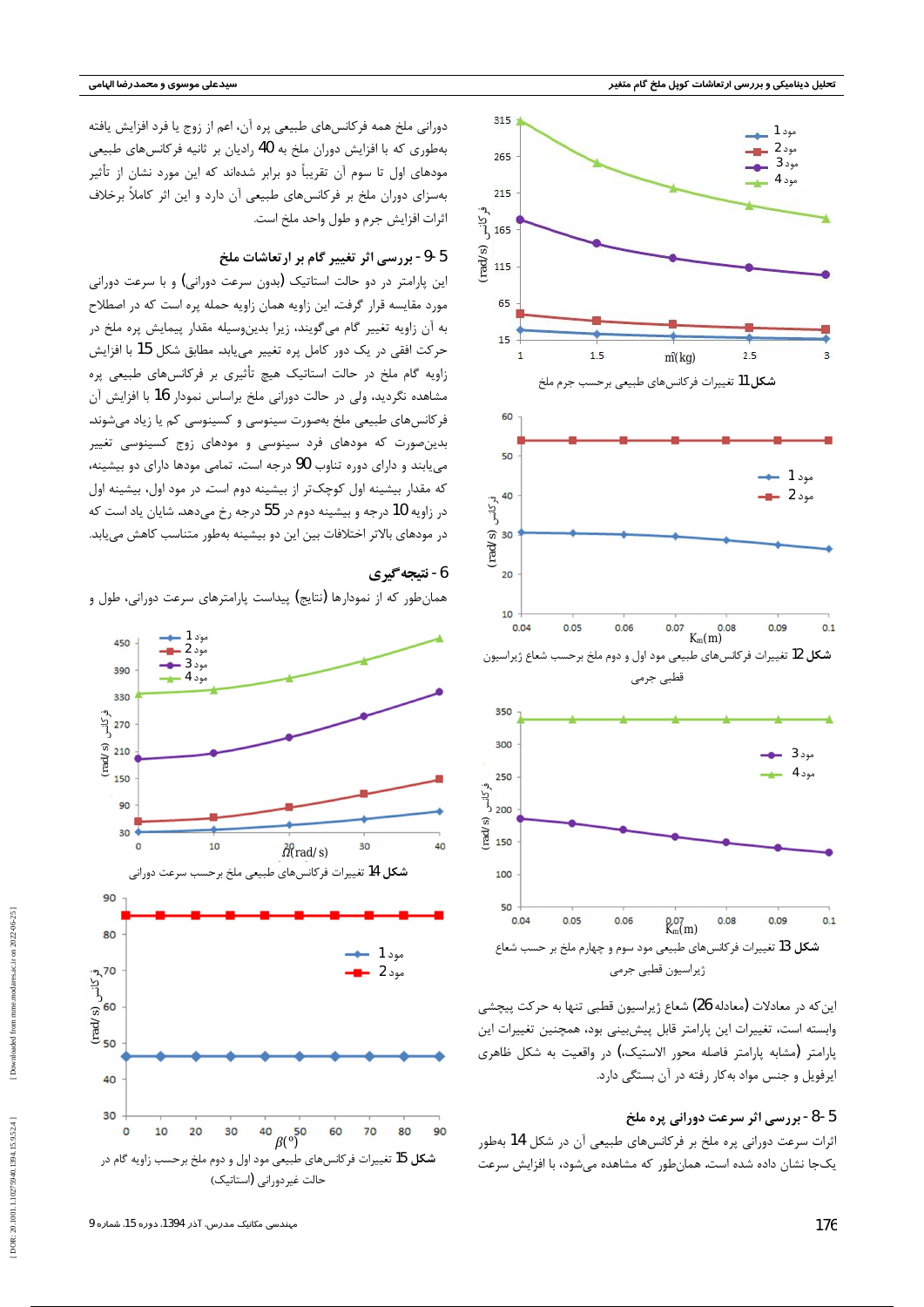شکل 11 تغییرات فرکانس‌های طبیعی برحسب جرم ملخ

شکل 12 تغییرات فرکانس‌های طبیعی مود اول و دوم ملخ برحسب شعاع ژیراسیون قطبی جرمی

شکل 13 تغییرات فرکانس‌های طبیعی مود سوم و چهارم ملخ بر حسب شعاع ژیراسیون قطبی جرمی

این‌که در معادلات (معادله 26) شعاع ژیراسیون قطبی تنها به حرکت پیچشی وابسته است، تغییرات این پارامتر قابل پیش‌بینی بود، همچنین تغییرات این پارامتر (مشابه پارامتر فاصله محور الاستیک) در واقعیت به شکل ظاهری ایرفویل و جنس مواد به‌کار رفته در آن بستگی دارد.

### 5-8- بررسی اثر سرعت دورانی پره ملخ

اثرات سرعت دورانی پره ملخ بر فرکانس‌های طبیعی آن در شکل 14 بطور یک‌جا نشان داده شده است. همان‌طور که مشاهده می‌شود، با افزایش سرعت دورانی ملخ همه فرکانس‌های طبیعی پره آن، اعم از زوج یا فرد افزایش یافته به‌طوری که با افزایش دوران ملخ به 40 رادیان بر ثانیه فرکانس‌های طبیعی مودهای اول تا سوم آن تقریباً دو برابر شده‌اند که این مورد نشان از تأثیر به‌سزای دوران ملخ بر فرکانس‌های طبیعی آن دارد و این اثر کاملاً برخلاف اثرات افزایش جرم و طول واحد ملخ است.

### 5-9- بررسی اثر تغییر گام بر ارتعاشات ملخ

این پارامتر در دو حالت استاتیک (بدون سرعت دورانی) و با سرعت دورانی مورد مقایسه قرار گرفت. این زاویه همان زاویه حمله پره است که در اصطلاح به آن زاویه تغییر گام می‌گویند، زیرا بدین‌وسیله مقدار پیمایش پره ملخ در حرکت افقی در یک دور کامل پره تغییر می‌یابد. مطابق شکل 15 با افزایش زاویه گام ملخ در حالت استاتیک هیچ تأثیری بر فرکانس‌های طبیعی پره مشاهده نگردید، ولی در حالت دورانی ملخ براساس نمودار 16 با افزایش آن فرکانس‌های طبیعی به‌صورت سینوسی و کسینوسی کم یا زیاد می‌شوند. بدین‌صورت که مودهای فرد سینوسی و مودهای زوج کسینوسی تغییر می‌یابند و دارای دوره تناوب 90 درجه است. تمامی مودها دارای دو بیشینه، که مقدار بیشینه اول کوچک‌تر از بیشینه دوم است. در مود اول، بیشینه اول در زاویه 10 درجه و بیشینه دوم در 55 درجه رخ می‌دهد. شایان یاد است که در مودهای بالاتر اختلافات بین این دو بیشینه به‌طور متناسب کاهش می‌یابد.

## 6- نتیجه‌گیری

همان‌طور که از نمودارها (نتایج) پیداست پارامترهای سرعت دورانی، طول و

شکل 14 تغییرات فرکانس‌های طبیعی ملخ برحسب سرعت دورانی

شکل 15 تغییرات فرکانس‌های طبیعی مود اول و دوم ملخ برحسب زاویه گام در حالت غیردورانی (استاتیک)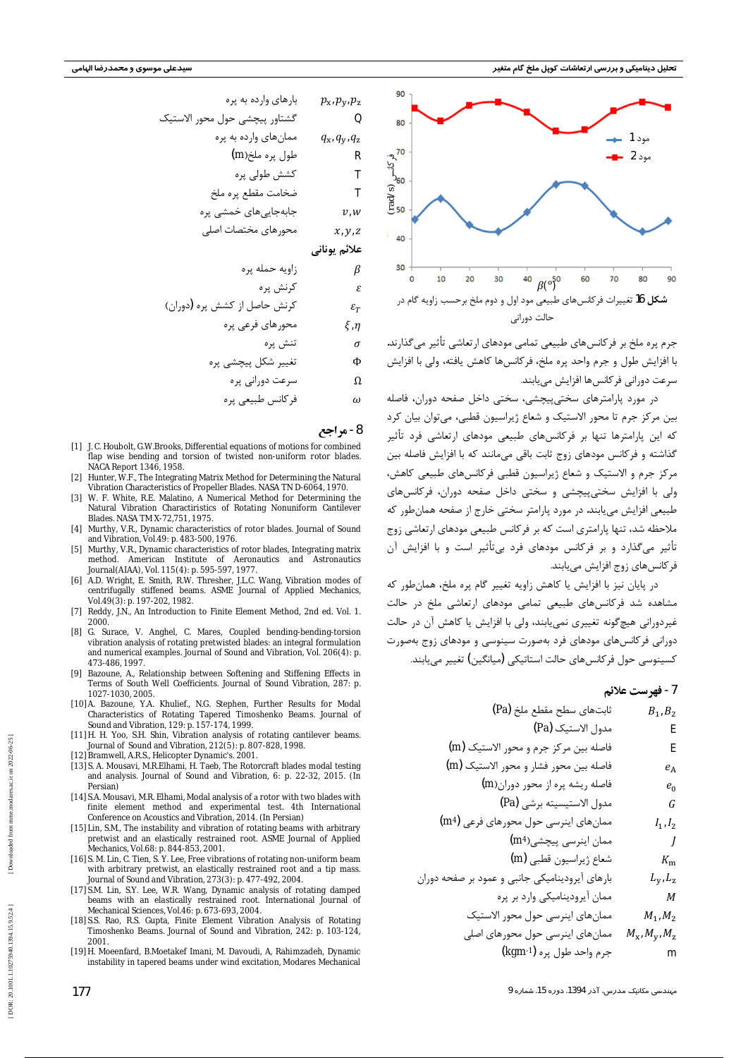شکل 16 تغییرات فرکانس‌های طبیعی مود اول و دوم ملخ برحسب زاویه گام در حالت دورانی

جرم پره ملخ بر فرکانس‌های طبیعی تمامی مودهای ارتعاشی تأثیر می‌گذارند. با افزایش طول و جرم واحد پره ملخ، فرکانس‌ها کاهش یافته، ولی با افزایش سرعت دورانی فرکانس‌ها افزایش می‌یابند.

در مورد پارامترهای سختی‌پیچشی، سختی داخل صفحه دوران، فاصله بین مرکز جرم تا محور الاستیک و شعاع ژیراسیون قطبی، می‌توان بیان کرد که این پارامترها تنها بر فرکانس‌های طبیعی مودهای ارتعاشی فرد تأثیر گذاشته و فرکانس مودهای زوج ثابت باقی می‌مانند که با افزایش فاصله بین مرکز جرم و الاستیک و شعاع ژیراسیون قطبی فرکانس‌های طبیعی کاهش، ولی با افزایش سختی‌پیچشی و سختی داخل صفحه دوران، فرکانس‌های طبیعی افزایش می‌یابند. در مورد پارامتر سختی خارج از صفحه همان‌طور که ملاحظه شد، تنها پارامتری است که بر فرکانس طبیعی مودهای ارتعاشی زوج تأثیر می‌گذارد و بر فرکانس مودهای فرد بی‌تأثیر است و با افزایش آن فرکانس‌های زوج افزایش می‌یابند.

در پایان نیز با افزایش یا کاهش زاویه تغییر گام پره ملخ، همان‌طور که مشاهده شد فرکانس‌های طبیعی تمامی مودهای ارتعاشی ملخ در حالت غیردورانی هیچ‌گونه تغییری نمی‌یابند، ولی با افزایش یا کاهش آن در حالت دورانی فرکانس‌های مودهای فرد به‌صورت سینوسی و مودهای زوج به‌صورت کسینوسی حول فرکانس‌های حالت استاتیکی (میانگین) تغییر می‌یابند.

## 7 - فهرست علائم

| | |
|---|---|
| $B_1, B_2$ | ثابت‌های سطح مقطع ملخ (Pa) |
| E | مدول الاستیک (Pa) |
| E | فاصله بین مرکز جرم و محور الاستیک (m) |
| $e_A$ | فاصله بین محور فشار و محور الاستیک (m) |
| $e_0$ | فاصله ریشه پره از محور دوران (m) |
| $G$ | مدول الاستیسیته برشی (Pa) |
| $I_1, I_2$ | ممان‌های اینرسی حول محورهای فرعی ($m^4$) |
| $J$ | ممان اینرسی پیچشی ($m^4$) |
| $K_m$ | شعاع ژیراسیون قطبی (m) |
| $L_y, L_z$ | بارهای آیرودینامیکی جانبی و عمود بر صفحه دوران |
| $M$ | ممان آیرودینامیکی وارد بر پره |
| $M_1, M_2$ | ممان‌های اینرسی حول محور الاستیک |
| $M_x, M_y, M_z$ | ممان‌های اینرسی حول محورهای اصلی |
| m | جرم واحد طول پره ($kgm^{-1}$) |
| $p_x, p_y, p_z$ | بارهای وارده به پره |
| Q | گشتاور پیچشی حول محور الاستیک |
| $q_x, q_y, q_z$ | ممان‌های وارده به پره |
| R | طول پره ملخ (m) |
| T | کشش طولی پره |
| T | ضخامت مقطع پره ملخ |
| $v, w$ | جابه‌جایی‌های خمشی پره |
| $x, y, z$ | محورهای مختصات اصلی |

**علائم یونانی**

| | |
|---|---|
| $\beta$ | زاویه حمله پره |
| $\varepsilon$ | کرنش پره |
| $\varepsilon_T$ | کرنش حاصل از کشش پره (دوران) |
| $\xi, \eta$ | محورهای فرعی پره |
| $\sigma$ | تنش پره |
| $\Phi$ | تغییر شکل پیچشی پره |
| $\Omega$ | سرعت دورانی پره |
| $\omega$ | فرکانس طبیعی پره |

## 8 - مراجع

[1] J. C. Houbolt, G.W.Brooks, Differential equations of motions for combined flap wise bending and torsion of twisted non-uniform rotor blades. NACA Report 1346, 1958.

[2] Hunter, W.F., The Integrating Matrix Method for Determining the Natural Vibration Characteristics of Propeller Blades. NASA TN D-6064, 1970.

[3] W. F. White, R.E. Malatino, A Numerical Method for Determining the Natural Vibration Characteristics of Rotating Nonuniform Cantilever Blades. NASA TM X-72,751, 1975.

[4] Murthy, V.R., Dynamic characteristics of rotor blades. Journal of Sound and Vibration, Vol.49: p. 483-500, 1976.

[5] Murthy, V.R., Dynamic characteristics of rotor blades, Integrating matrix method. American Institute of Aeronautics and Astronautics Journal(AIAA), Vol. 115(4): p. 595-597, 1977.

[6] A.D. Wright, E. Smith, R.W. Thresher, J.L.C. Wang, Vibration modes of centrifugally stiffened beams. ASME Journal of Applied Mechanics, Vol.49(3): p. 197-202, 1982.

[7] Reddy, J.N., An Introduction to Finite Element Method, 2nd ed. Vol. 1. 2000.

[8] G. Surace, V. Anghel, C. Mares, Coupled bending-bending-torsion vibration analysis of rotating pretwisted blades: an integral formulation and numerical examples. Journal of Sound and Vibration, Vol. 206(4): p. 473-486, 1997.

[9] Bazoune, A., Relationship between Softening and Stiffening Effects in Terms of South Well Coefficients. Journal of Sound Vibration, 287: p. 1027-1030, 2005.

[10] A. Bazoune, Y.A. Khulief., N.G. Stephen, Further Results for Modal Characteristics of Rotating Tapered Timoshenko Beams. Journal of Sound and Vibration, 129: p. 157-174, 1999.

[11] H. H. Yoo, S.H. Shin, Vibration analysis of rotating cantilever beams. Journal of Sound and Vibration, 212(5): p. 807-828, 1998.

[12] Bramwell, A.R.S., Helicopter Dynamic's. 2001.

[13] S. A. Mousavi, M.R.Elhami, H. Taeb, The Rotorcraft blades modal testing and analysis. Journal of Sound and Vibration, 6: p. 22-32, 2015. (In Persian)

[14] S.A. Mousavi, M.R. Elhami, Modal analysis of a rotor with two blades with finite element method and experimental test. 4th International Conference on Acoustics and Vibration, 2014. (In Persian)

[15] Lin, S.M., The instability and vibration of rotating beams with arbitrary pretwist and an elastically restrained root. ASME Journal of Applied Mechanics, Vol.68: p. 844-853, 2001.

[16] S. M. Lin, C. Tien, S. Y. Lee, Free vibrations of rotating non-uniform beam with arbitrary pretwist, an elastically restrained root and a tip mass. Journal of Sound and Vibration, 273(3): p. 477-492, 2004.

[17] S.M. Lin, S.Y. Lee, W.R. Wang, Dynamic analysis of rotating damped beams with an elastically restrained root. International Journal of Mechanical Sciences, Vol.46: p. 673-693, 2004.

[18] S.S. Rao, R.S. Gupta, Finite Element Vibration Analysis of Rotating Timoshenko Beams. Journal of Sound and Vibration, 242: p. 103-124, 2001.

[19] H. Moeenfard, B.Moetakef Imani, M. Davoudi, A, Rahimzadeh, Dynamic instability in tapered beams under wind excitation, Modares Mechanical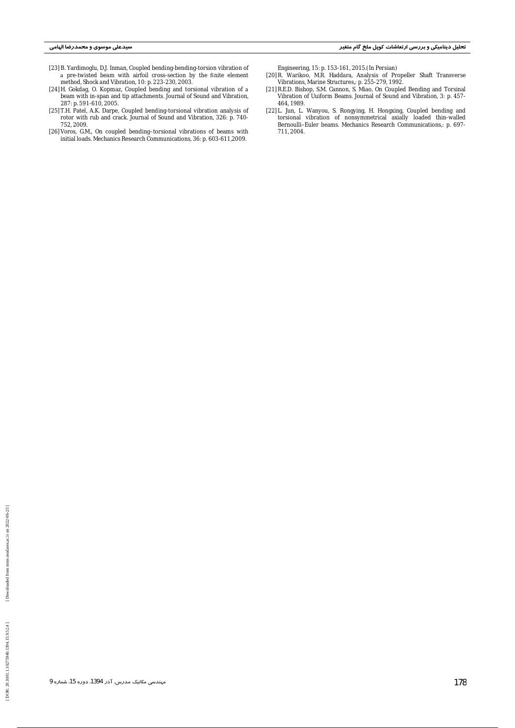Engineering, 15: p. 153-161, 2015.(In Persian)

[20] R. Warikoo, M.R. Haddara, Analysis of Propeller Shaft Transverse Vibrations, Marine Structures,: p. 255-279, 1992.

[21] R.E.D. Bishop, S.M. Cannon, S. Miao, On Coupled Bending and Torsinal Vibration of Uuiform Beams. Journal of Sound and Vibration, 3: p. 457-464, 1989.

[22] L. Jun, L. Wanyou, S. Rongying, H. Hongxing, Coupled bending and torsional vibration of nonsymmetrical axially loaded thin-walled Bernoulli–Euler beams. Mechanics Research Communications,: p. 697-711, 2004.

[23] B. Yardimoglu, D.J. Inman, Coupled bending-bending-torsion vibration of a pre-twisted beam with airfoil cross-section by the finite element method, Shock and Vibration, 10: p. 223-230, 2003.

[24] H. Gokdag, O. Kopmaz, Coupled bending and torsional vibration of a beam with in-span and tip attachments. Journal of Sound and Vibration, 287: p. 591-610, 2005.

[25] T.H. Patel, A.K. Darpe, Coupled bending-torsional vibration analysis of rotor with rub and crack. Journal of Sound and Vibration, 326: p. 740-752, 2009.

[26] Voros, G.M., On coupled bending–torsional vibrations of beams with initial loads. Mechanics Research Communications, 36: p. 603-611,2009.